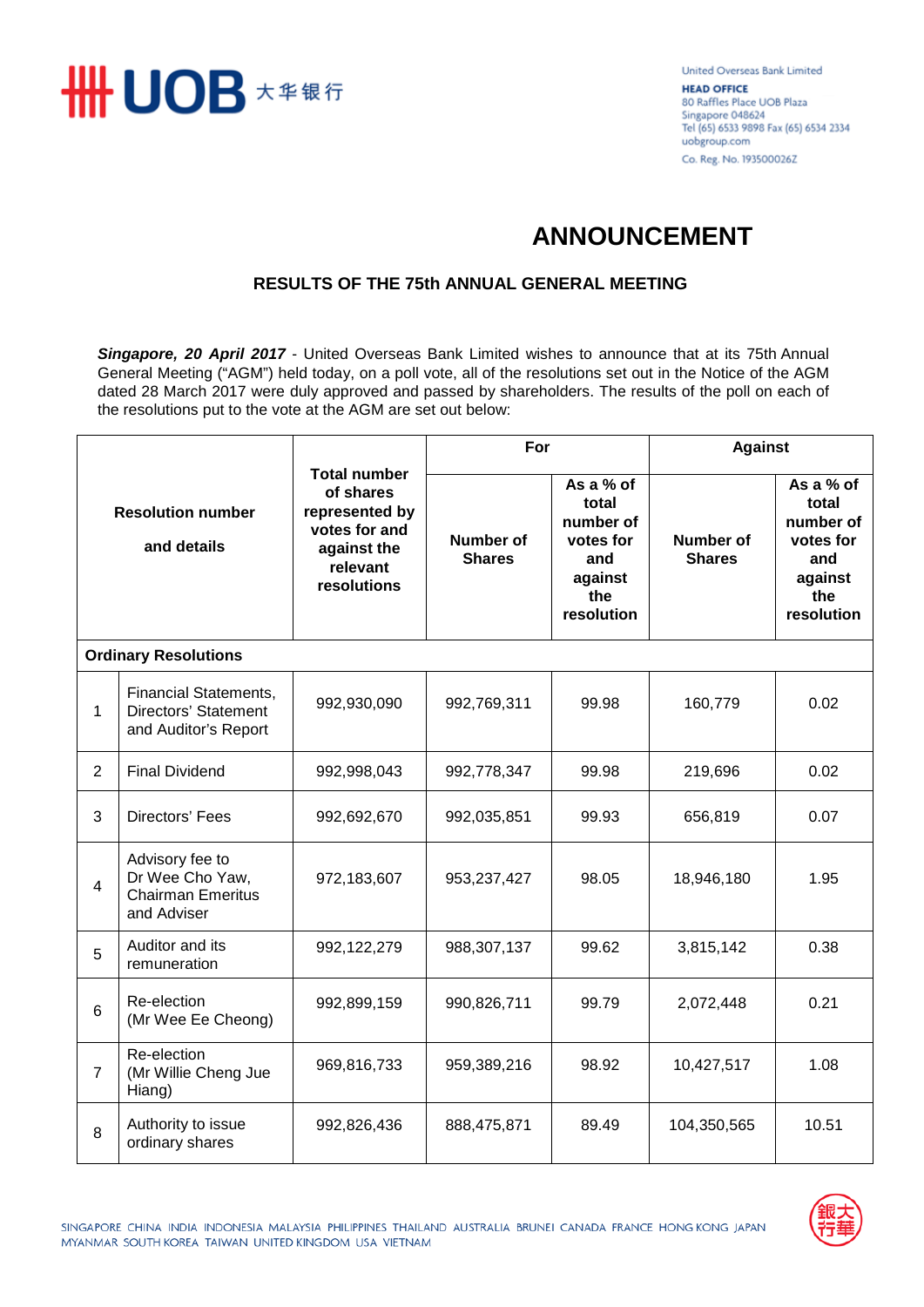United Overseas Bank Limited
**HEAD OFFICE**
80 Raffles Place UOB Plaza
Singapore 048624
Tel (65) 6533 9898 Fax (65) 6534 2334
uobgroup.com
Co. Reg. No. 193500026Z

# ANNOUNCEMENT

## RESULTS OF THE 75th ANNUAL GENERAL MEETING

***Singapore, 20 April 2017*** - United Overseas Bank Limited wishes to announce that at its 75th Annual General Meeting ("AGM") held today, on a poll vote, all of the resolutions set out in the Notice of the AGM dated 28 March 2017 were duly approved and passed by shareholders. The results of the poll on each of the resolutions put to the vote at the AGM are set out below:

| Resolution number and details | | Total number of shares represented by votes for and against the relevant resolutions | For | | Against | |
|---|---|---|---|---|---|---|
| | | | Number of Shares | As a % of total number of votes for and against the resolution | Number of Shares | As a % of total number of votes for and against the resolution |
| **Ordinary Resolutions** | | | | | | |
| 1 | Financial Statements, Directors' Statement and Auditor's Report | 992,930,090 | 992,769,311 | 99.98 | 160,779 | 0.02 |
| 2 | Final Dividend | 992,998,043 | 992,778,347 | 99.98 | 219,696 | 0.02 |
| 3 | Directors' Fees | 992,692,670 | 992,035,851 | 99.93 | 656,819 | 0.07 |
| 4 | Advisory fee to Dr Wee Cho Yaw, Chairman Emeritus and Adviser | 972,183,607 | 953,237,427 | 98.05 | 18,946,180 | 1.95 |
| 5 | Auditor and its remuneration | 992,122,279 | 988,307,137 | 99.62 | 3,815,142 | 0.38 |
| 6 | Re-election (Mr Wee Ee Cheong) | 992,899,159 | 990,826,711 | 99.79 | 2,072,448 | 0.21 |
| 7 | Re-election (Mr Willie Cheng Jue Hiang) | 969,816,733 | 959,389,216 | 98.92 | 10,427,517 | 1.08 |
| 8 | Authority to issue ordinary shares | 992,826,436 | 888,475,871 | 89.49 | 104,350,565 | 10.51 |

SINGAPORE CHINA INDIA INDONESIA MALAYSIA PHILIPPINES THAILAND AUSTRALIA BRUNEI CANADA FRANCE HONG KONG JAPAN MYANMAR SOUTH KOREA TAIWAN UNITED KINGDOM USA VIETNAM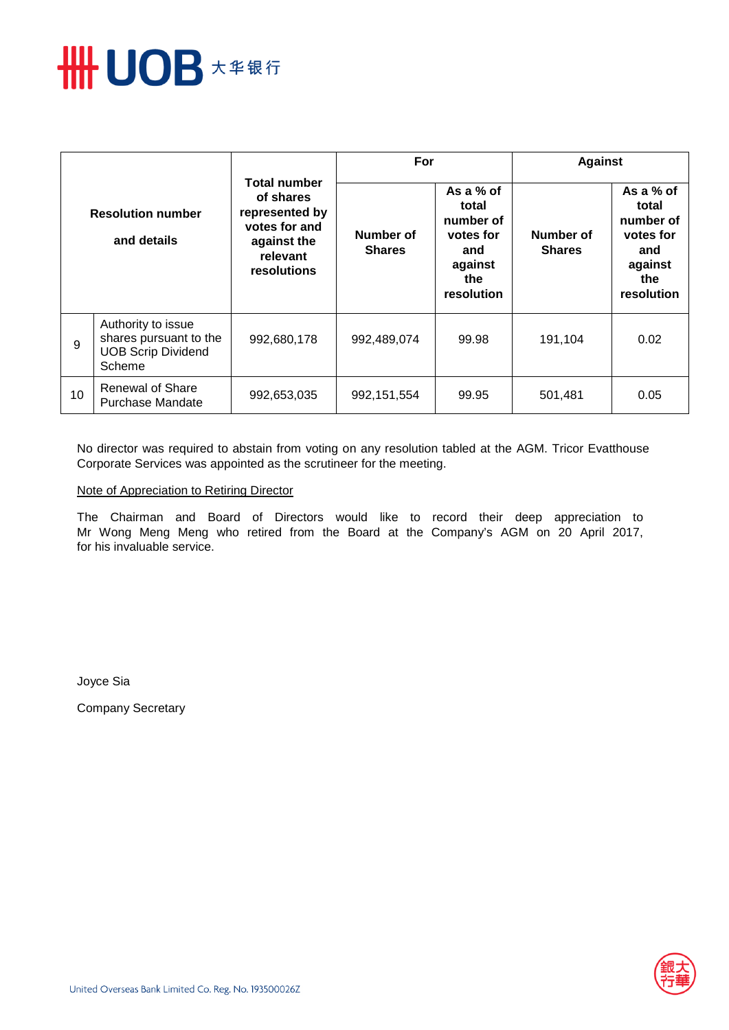| Resolution number and details | | Total number of shares represented by votes for and against the relevant resolutions | For | | Against | |
|---|---|---|---|---|---|---|
| | | | Number of Shares | As a % of total number of votes for and against the resolution | Number of Shares | As a % of total number of votes for and against the resolution |
| 9 | Authority to issue shares pursuant to the UOB Scrip Dividend Scheme | 992,680,178 | 992,489,074 | 99.98 | 191,104 | 0.02 |
| 10 | Renewal of Share Purchase Mandate | 992,653,035 | 992,151,554 | 99.95 | 501,481 | 0.05 |

No director was required to abstain from voting on any resolution tabled at the AGM. Tricor Evatthouse Corporate Services was appointed as the scrutineer for the meeting.

Note of Appreciation to Retiring Director

The Chairman and Board of Directors would like to record their deep appreciation to Mr Wong Meng Meng who retired from the Board at the Company's AGM on 20 April 2017, for his invaluable service.

Joyce Sia

Company Secretary

United Overseas Bank Limited Co. Reg. No. 193500026Z